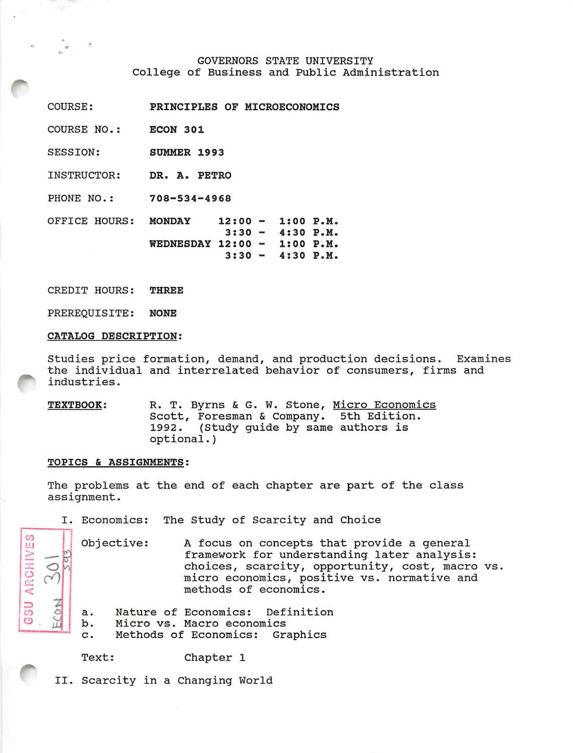GOVERNORS STATE UNIVERSITY
College of Business and Public Administration

COURSE: **PRINCIPLES OF MICROECONOMICS**

COURSE NO.: **ECON 301**

SESSION: **SUMMER 1993**

INSTRUCTOR: **DR. A. PETRO**

PHONE NO.: **708-534-4968**

OFFICE HOURS: **MONDAY 12:00 - 1:00 P.M.**
**3:30 - 4:30 P.M.**
**WEDNESDAY 12:00 - 1:00 P.M.**
**3:30 - 4:30 P.M.**

CREDIT HOURS: **THREE**

PREREQUISITE: **NONE**

**CATALOG DESCRIPTION:**

Studies price formation, demand, and production decisions. Examines the individual and interrelated behavior of consumers, firms and industries.

**TEXTBOOK:** R. T. Byrns & G. W. Stone, Micro Economics Scott, Foresman & Company. 5th Edition. 1992. (Study guide by same authors is optional.)

**TOPICS & ASSIGNMENTS:**

The problems at the end of each chapter are part of the class assignment.

I. Economics: The Study of Scarcity and Choice

Objective: A focus on concepts that provide a general framework for understanding later analysis: choices, scarcity, opportunity, cost, macro vs. micro economics, positive vs. normative and methods of economics.

a. Nature of Economics: Definition
b. Micro vs. Macro economics
c. Methods of Economics: Graphics

Text: Chapter 1

II. Scarcity in a Changing World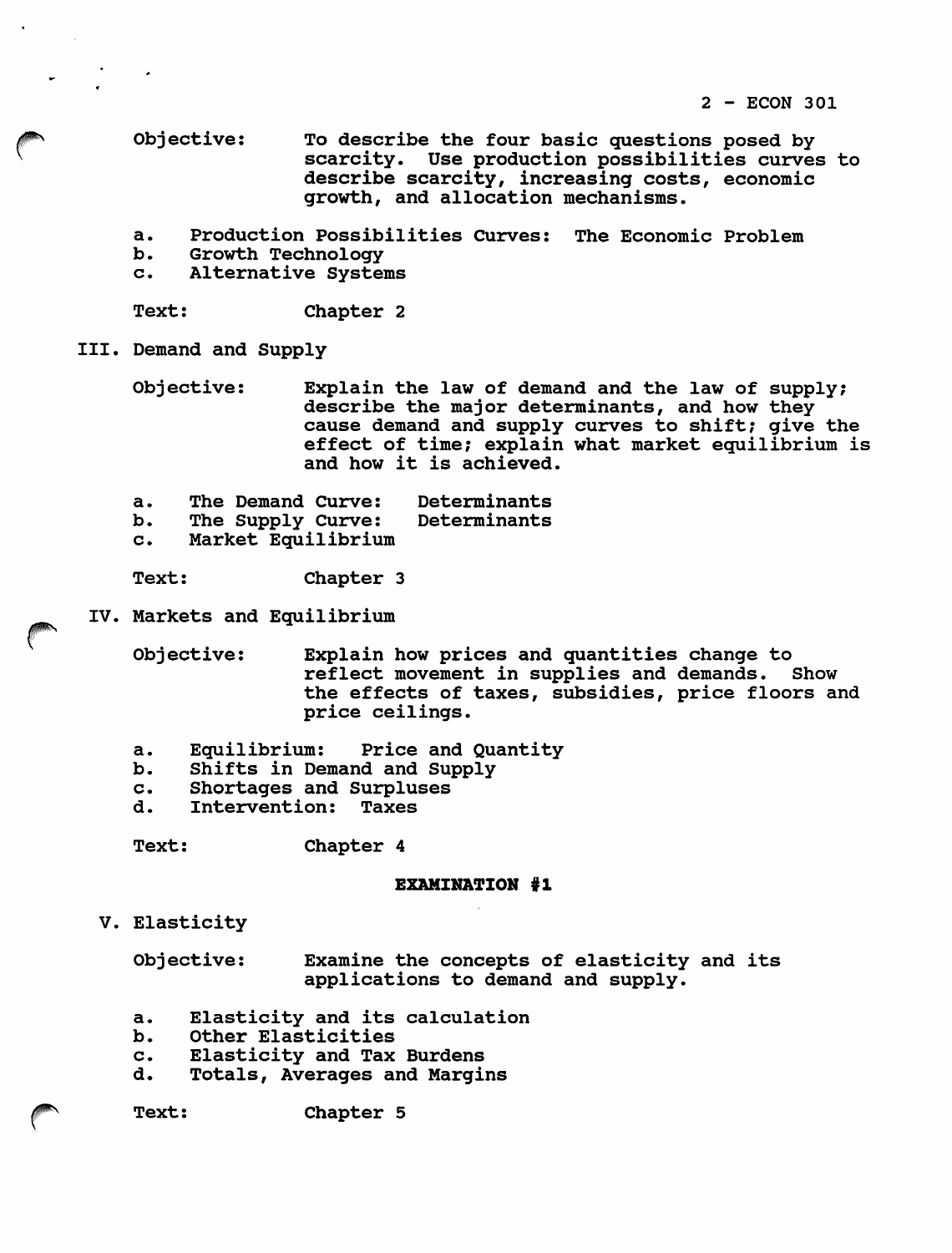Objective: To describe the four basic questions posed by scarcity. Use production possibilities curves to describe scarcity, increasing costs, economic growth, and allocation mechanisms.

a. Production Possibilities Curves: The Economic Problem
b. Growth Technology
c. Alternative Systems

Text: Chapter 2

## III. Demand and Supply

Objective: Explain the law of demand and the law of supply; describe the major determinants, and how they cause demand and supply curves to shift; give the effect of time; explain what market equilibrium is and how it is achieved.

a. The Demand Curve: Determinants
b. The Supply Curve: Determinants
c. Market Equilibrium

Text: Chapter 3

## IV. Markets and Equilibrium

Objective: Explain how prices and quantities change to reflect movement in supplies and demands. Show the effects of taxes, subsidies, price floors and price ceilings.

a. Equilibrium: Price and Quantity
b. Shifts in Demand and Supply
c. Shortages and Surpluses
d. Intervention: Taxes

Text: Chapter 4

**EXAMINATION #1**

## V. Elasticity

Objective: Examine the concepts of elasticity and its applications to demand and supply.

a. Elasticity and its calculation
b. Other Elasticities
c. Elasticity and Tax Burdens
d. Totals, Averages and Margins

Text: Chapter 5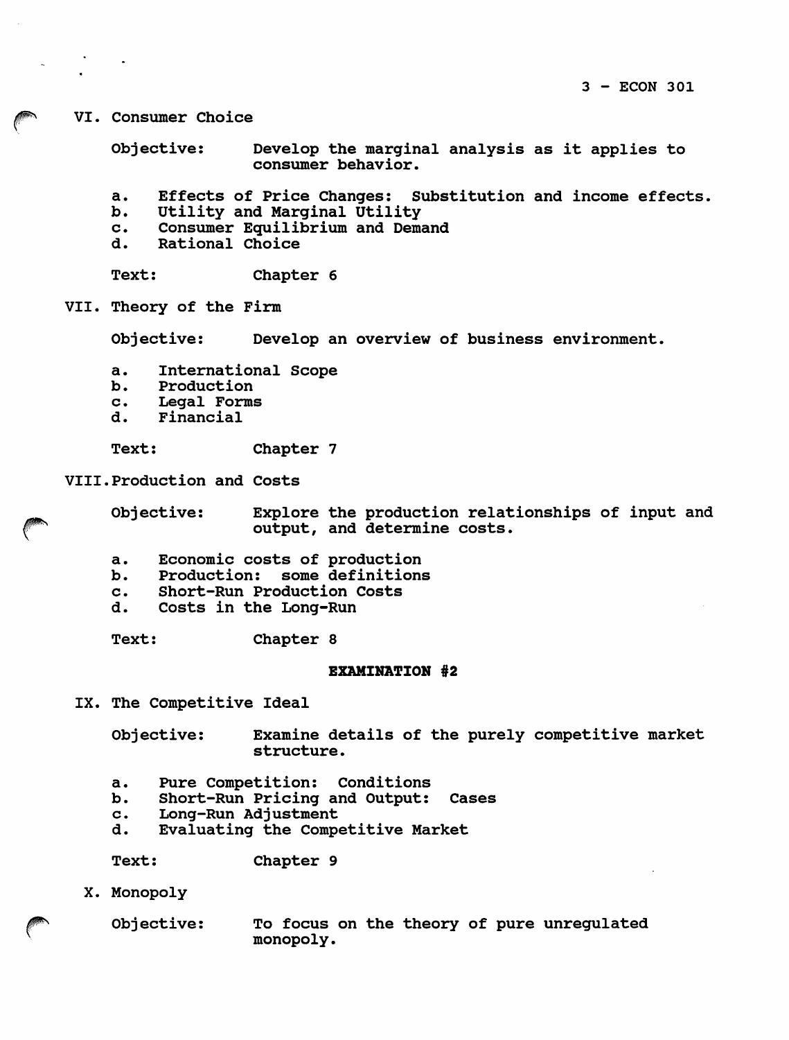## VI. Consumer Choice

Objective: Develop the marginal analysis as it applies to consumer behavior.

a. Effects of Price Changes: Substitution and income effects.
b. Utility and Marginal Utility
c. Consumer Equilibrium and Demand
d. Rational Choice

Text: Chapter 6

## VII. Theory of the Firm

Objective: Develop an overview of business environment.

a. International Scope
b. Production
c. Legal Forms
d. Financial

Text: Chapter 7

## VIII. Production and Costs

Objective: Explore the production relationships of input and output, and determine costs.

a. Economic costs of production
b. Production: some definitions
c. Short-Run Production Costs
d. Costs in the Long-Run

Text: Chapter 8

**EXAMINATION #2**

## IX. The Competitive Ideal

Objective: Examine details of the purely competitive market structure.

a. Pure Competition: Conditions
b. Short-Run Pricing and Output: Cases
c. Long-Run Adjustment
d. Evaluating the Competitive Market

Text: Chapter 9

## X. Monopoly

Objective: To focus on the theory of pure unregulated monopoly.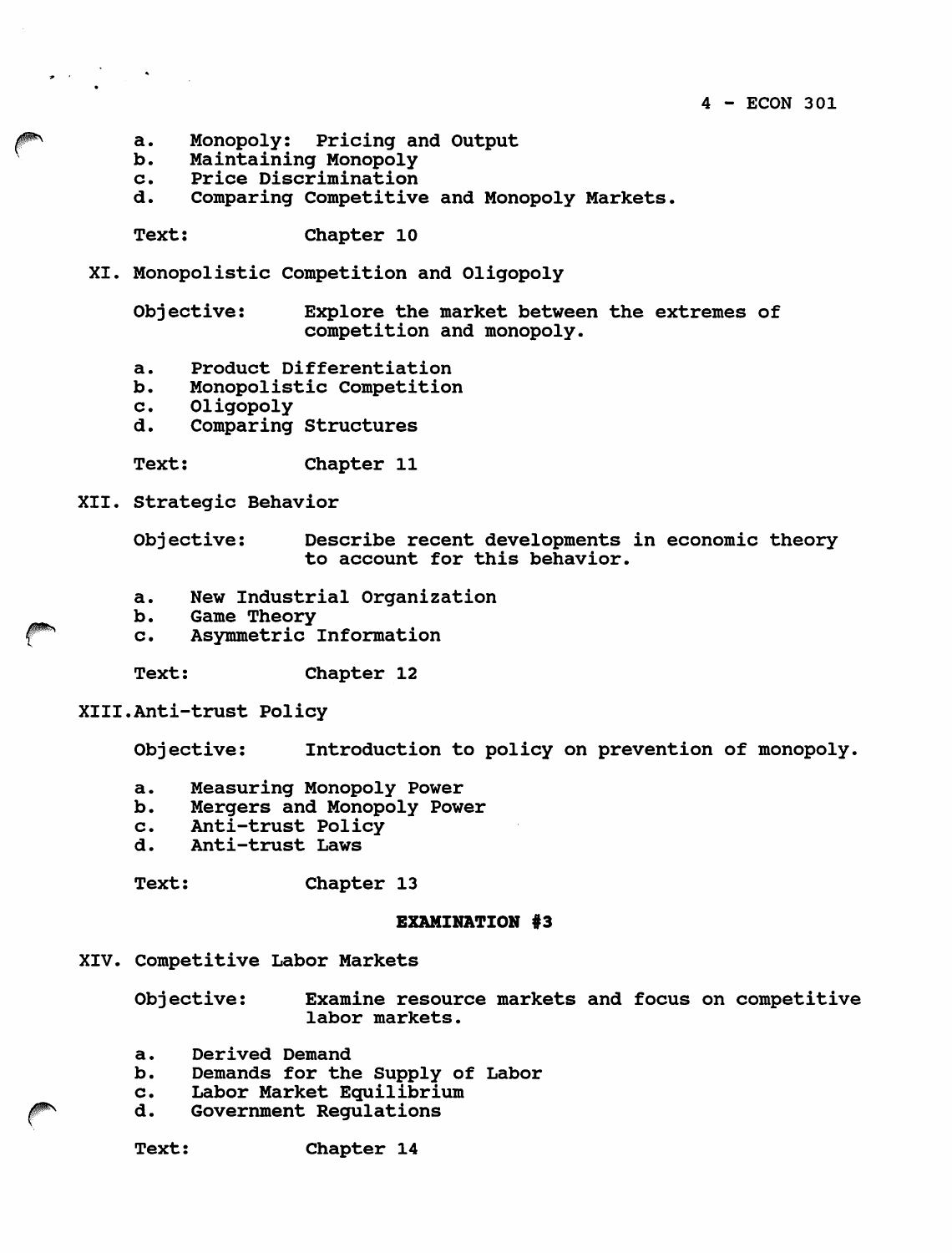a. Monopoly: Pricing and Output
b. Maintaining Monopoly
c. Price Discrimination
d. Comparing Competitive and Monopoly Markets.

Text: Chapter 10

## XI. Monopolistic Competition and Oligopoly

Objective: Explore the market between the extremes of competition and monopoly.

a. Product Differentiation
b. Monopolistic Competition
c. Oligopoly
d. Comparing Structures

Text: Chapter 11

## XII. Strategic Behavior

Objective: Describe recent developments in economic theory to account for this behavior.

a. New Industrial Organization
b. Game Theory
c. Asymmetric Information

Text: Chapter 12

## XIII. Anti-trust Policy

Objective: Introduction to policy on prevention of monopoly.

a. Measuring Monopoly Power
b. Mergers and Monopoly Power
c. Anti-trust Policy
d. Anti-trust Laws

Text: Chapter 13

**EXAMINATION #3**

## XIV. Competitive Labor Markets

Objective: Examine resource markets and focus on competitive labor markets.

a. Derived Demand
b. Demands for the Supply of Labor
c. Labor Market Equilibrium
d. Government Regulations

Text: Chapter 14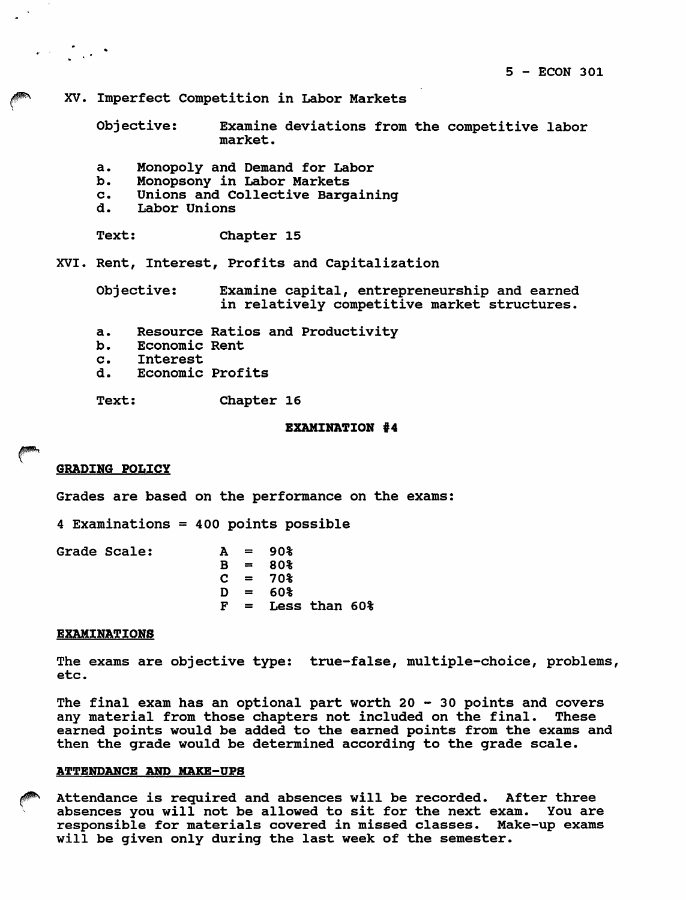## XV. Imperfect Competition in Labor Markets

Objective: Examine deviations from the competitive labor market.

a. Monopoly and Demand for Labor
b. Monopsony in Labor Markets
c. Unions and Collective Bargaining
d. Labor Unions

Text: Chapter 15

## XVI. Rent, Interest, Profits and Capitalization

Objective: Examine capital, entrepreneurship and earned in relatively competitive market structures.

a. Resource Ratios and Productivity
b. Economic Rent
c. Interest
d. Economic Profits

Text: Chapter 16

**EXAMINATION #4**

## GRADING POLICY

Grades are based on the performance on the exams:

4 Examinations = 400 points possible

Grade Scale:

A = 90%
B = 80%
C = 70%
D = 60%
F = Less than 60%

## EXAMINATIONS

The exams are objective type: true-false, multiple-choice, problems, etc.

The final exam has an optional part worth 20 - 30 points and covers any material from those chapters not included on the final. These earned points would be added to the earned points from the exams and then the grade would be determined according to the grade scale.

## ATTENDANCE AND MAKE-UPS

Attendance is required and absences will be recorded. After three absences you will not be allowed to sit for the next exam. You are responsible for materials covered in missed classes. Make-up exams will be given only during the last week of the semester.